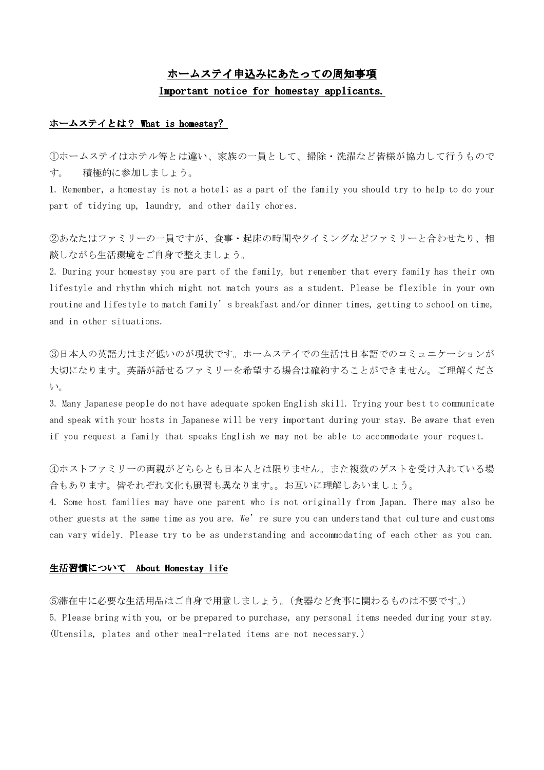# ホームステイ申込みにあたっての周知事項
# Important notice for homestay applicants.

## ホームステイとは？ What is homestay?

①ホームステイはホテル等とは違い、家族の一員として、掃除・洗濯など皆様が協力して行うものです。　積極的に参加しましょう。

1. Remember, a homestay is not a hotel; as a part of the family you should try to help to do your part of tidying up, laundry, and other daily chores.

②あなたはファミリーの一員ですが、食事・起床の時間やタイミングなどファミリーと合わせたり、相談しながら生活環境をご自身で整えましょう。

2. During your homestay you are part of the family, but remember that every family has their own lifestyle and rhythm which might not match yours as a student. Please be flexible in your own routine and lifestyle to match family' s breakfast and/or dinner times, getting to school on time, and in other situations.

③日本人の英語力はまだ低いのが現状です。ホームステイでの生活は日本語でのコミュニケーションが大切になります。英語が話せるファミリーを希望する場合は確約することができません。ご理解ください。

3. Many Japanese people do not have adequate spoken English skill. Trying your best to communicate and speak with your hosts in Japanese will be very important during your stay. Be aware that even if you request a family that speaks English we may not be able to accommodate your request.

④ホストファミリーの両親がどちらとも日本人とは限りません。また複数のゲストを受け入れている場合もあります。皆それぞれ文化も風習も異なります。。お互いに理解しあいましょう。

4. Some host families may have one parent who is not originally from Japan. There may also be other guests at the same time as you are. We' re sure you can understand that culture and customs can vary widely. Please try to be as understanding and accommodating of each other as you can.

## 生活習慣について　About Homestay life

⑤滞在中に必要な生活用品はご自身で用意しましょう。(食器など食事に関わるものは不要です。)

5. Please bring with you, or be prepared to purchase, any personal items needed during your stay. (Utensils, plates and other meal-related items are not necessary.)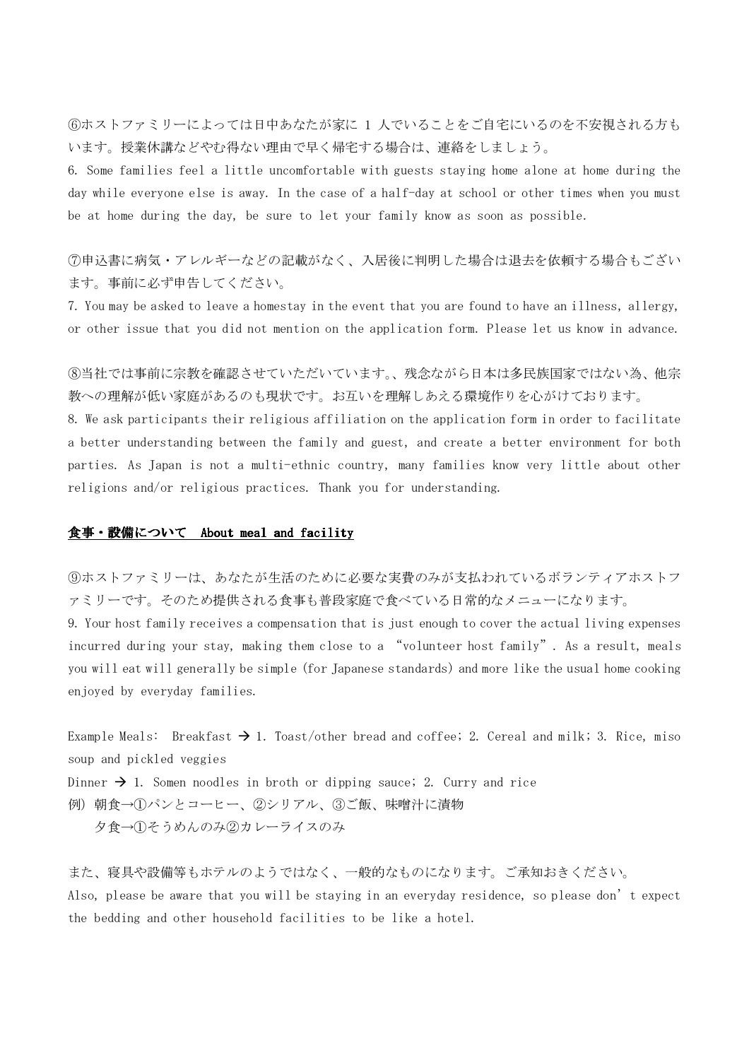⑥ホストファミリーによっては日中あなたが家に 1 人でいることをご自宅にいるのを不安視される方もいます。授業休講などやむ得ない理由で早く帰宅する場合は、連絡をしましょう。

6. Some families feel a little uncomfortable with guests staying home alone at home during the day while everyone else is away. In the case of a half-day at school or other times when you must be at home during the day, be sure to let your family know as soon as possible.

⑦申込書に病気・アレルギーなどの記載がなく、入居後に判明した場合は退去を依頼する場合もございます。事前に必ず申告してください。

7. You may be asked to leave a homestay in the event that you are found to have an illness, allergy, or other issue that you did not mention on the application form. Please let us know in advance.

⑧当社では事前に宗教を確認させていただいています。、残念ながら日本は多民族国家ではない為、他宗教への理解が低い家庭があるのも現状です。お互いを理解しあえる環境作りを心がけております。

8. We ask participants their religious affiliation on the application form in order to facilitate a better understanding between the family and guest, and create a better environment for both parties. As Japan is not a multi-ethnic country, many families know very little about other religions and/or religious practices. Thank you for understanding.

## 食事・設備について About meal and facility

⑨ホストファミリーは、あなたが生活のために必要な実費のみが支払われているボランティアホストファミリーです。そのため提供される食事も普段家庭で食べている日常的なメニューになります。

9. Your host family receives a compensation that is just enough to cover the actual living expenses incurred during your stay, making them close to a "volunteer host family". As a result, meals you will eat will generally be simple (for Japanese standards) and more like the usual home cooking enjoyed by everyday families.

Example Meals: Breakfast → 1. Toast/other bread and coffee; 2. Cereal and milk; 3. Rice, miso soup and pickled veggies

Dinner → 1. Somen noodles in broth or dipping sauce; 2. Curry and rice

例）朝食→①パンとコーヒー、②シリアル、③ご飯、味噌汁に漬物

夕食→①そうめんのみ②カレーライスのみ

また、寝具や設備等もホテルのようではなく、一般的なものになります。ご承知おきください。

Also, please be aware that you will be staying in an everyday residence, so please don't expect the bedding and other household facilities to be like a hotel.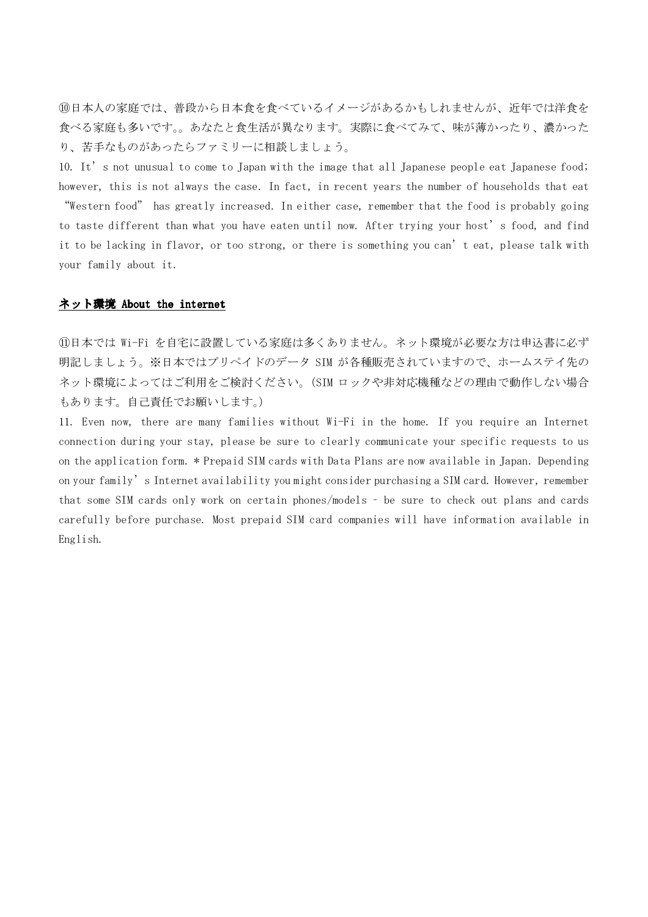⑩日本人の家庭では、普段から日本食を食べているイメージがあるかもしれませんが、近年では洋食を食べる家庭も多いです。。あなたと食生活が異なります。実際に食べてみて、味が薄かったり、濃かったり、苦手なものがあったらファミリーに相談しましょう。

10. It's not unusual to come to Japan with the image that all Japanese people eat Japanese food; however, this is not always the case. In fact, in recent years the number of households that eat "Western food" has greatly increased. In either case, remember that the food is probably going to taste different than what you have eaten until now. After trying your host's food, and find it to be lacking in flavor, or too strong, or there is something you can't eat, please talk with your family about it.

## ネット環境 About the internet

⑪日本では Wi-Fi を自宅に設置している家庭は多くありません。ネット環境が必要な方は申込書に必ず明記しましょう。※日本ではプリペイドのデータ SIM が各種販売されていますので、ホームステイ先のネット環境によってはご利用をご検討ください。(SIM ロックや非対応機種などの理由で動作しない場合もあります。自己責任でお願いします。)

11. Even now, there are many families without Wi-Fi in the home. If you require an Internet connection during your stay, please be sure to clearly communicate your specific requests to us on the application form. * Prepaid SIM cards with Data Plans are now available in Japan. Depending on your family's Internet availability you might consider purchasing a SIM card. However, remember that some SIM cards only work on certain phones/models – be sure to check out plans and cards carefully before purchase. Most prepaid SIM card companies will have information available in English.